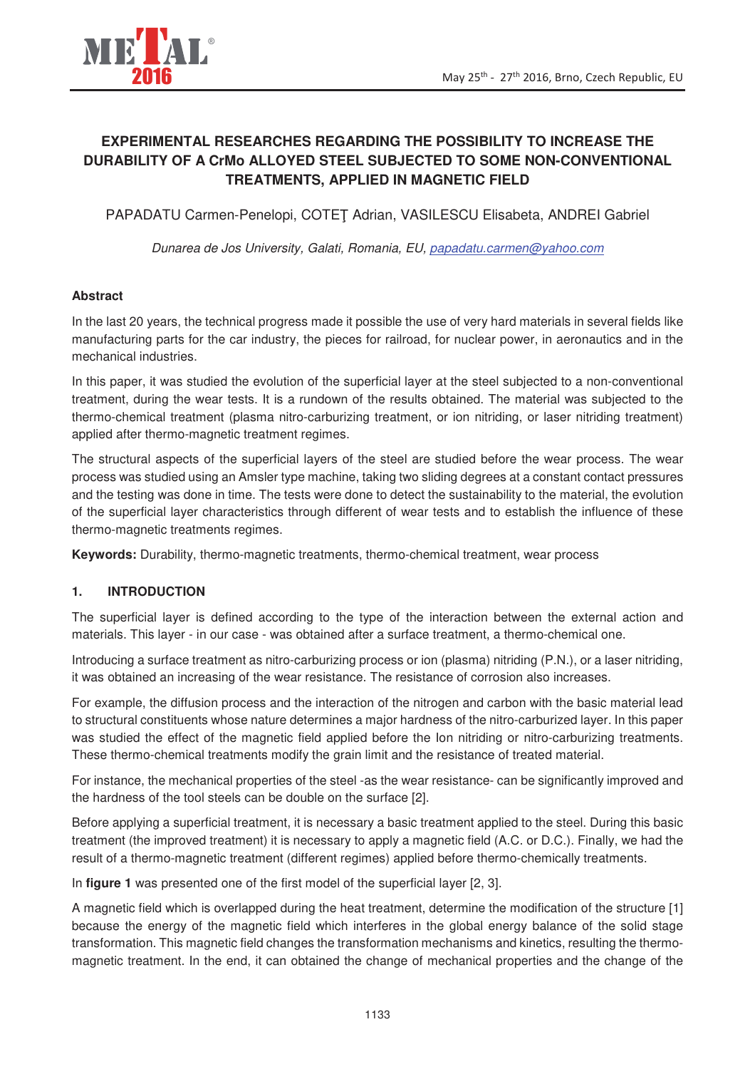# EXPERIMENTAL RESEARCHES REGARDING THE POSSIBILITY TO INCREASE THE DURABILITY OF A CrMo ALLOYED STEEL SUBJECTED TO SOME NON-CONVENTIONAL TREATMENTS, APPLIED IN MAGNETIC FIELD

PAPADATU Carmen-Penelopi, COTEŢ Adrian, VASILESCU Elisabeta, ANDREI Gabriel

*Dunarea de Jos University, Galati, Romania, EU, papadatu.carmen@yahoo.com*

### Abstract

In the last 20 years, the technical progress made it possible the use of very hard materials in several fields like manufacturing parts for the car industry, the pieces for railroad, for nuclear power, in aeronautics and in the mechanical industries.

In this paper, it was studied the evolution of the superficial layer at the steel subjected to a non-conventional treatment, during the wear tests. It is a rundown of the results obtained. The material was subjected to the thermo-chemical treatment (plasma nitro-carburizing treatment, or ion nitriding, or laser nitriding treatment) applied after thermo-magnetic treatment regimes.

The structural aspects of the superficial layers of the steel are studied before the wear process. The wear process was studied using an Amsler type machine, taking two sliding degrees at a constant contact pressures and the testing was done in time. The tests were done to detect the sustainability to the material, the evolution of the superficial layer characteristics through different of wear tests and to establish the influence of these thermo-magnetic treatments regimes.

**Keywords:** Durability, thermo-magnetic treatments, thermo-chemical treatment, wear process

## 1. INTRODUCTION

The superficial layer is defined according to the type of the interaction between the external action and materials. This layer - in our case - was obtained after a surface treatment, a thermo-chemical one.

Introducing a surface treatment as nitro-carburizing process or ion (plasma) nitriding (P.N.), or a laser nitriding, it was obtained an increasing of the wear resistance. The resistance of corrosion also increases.

For example, the diffusion process and the interaction of the nitrogen and carbon with the basic material lead to structural constituents whose nature determines a major hardness of the nitro-carburized layer. In this paper was studied the effect of the magnetic field applied before the Ion nitriding or nitro-carburizing treatments. These thermo-chemical treatments modify the grain limit and the resistance of treated material.

For instance, the mechanical properties of the steel -as the wear resistance- can be significantly improved and the hardness of the tool steels can be double on the surface [2].

Before applying a superficial treatment, it is necessary a basic treatment applied to the steel. During this basic treatment (the improved treatment) it is necessary to apply a magnetic field (A.C. or D.C.). Finally, we had the result of a thermo-magnetic treatment (different regimes) applied before thermo-chemically treatments.

In **figure 1** was presented one of the first model of the superficial layer [2, 3].

A magnetic field which is overlapped during the heat treatment, determine the modification of the structure [1] because the energy of the magnetic field which interferes in the global energy balance of the solid stage transformation. This magnetic field changes the transformation mechanisms and kinetics, resulting the thermo-magnetic treatment. In the end, it can obtained the change of mechanical properties and the change of the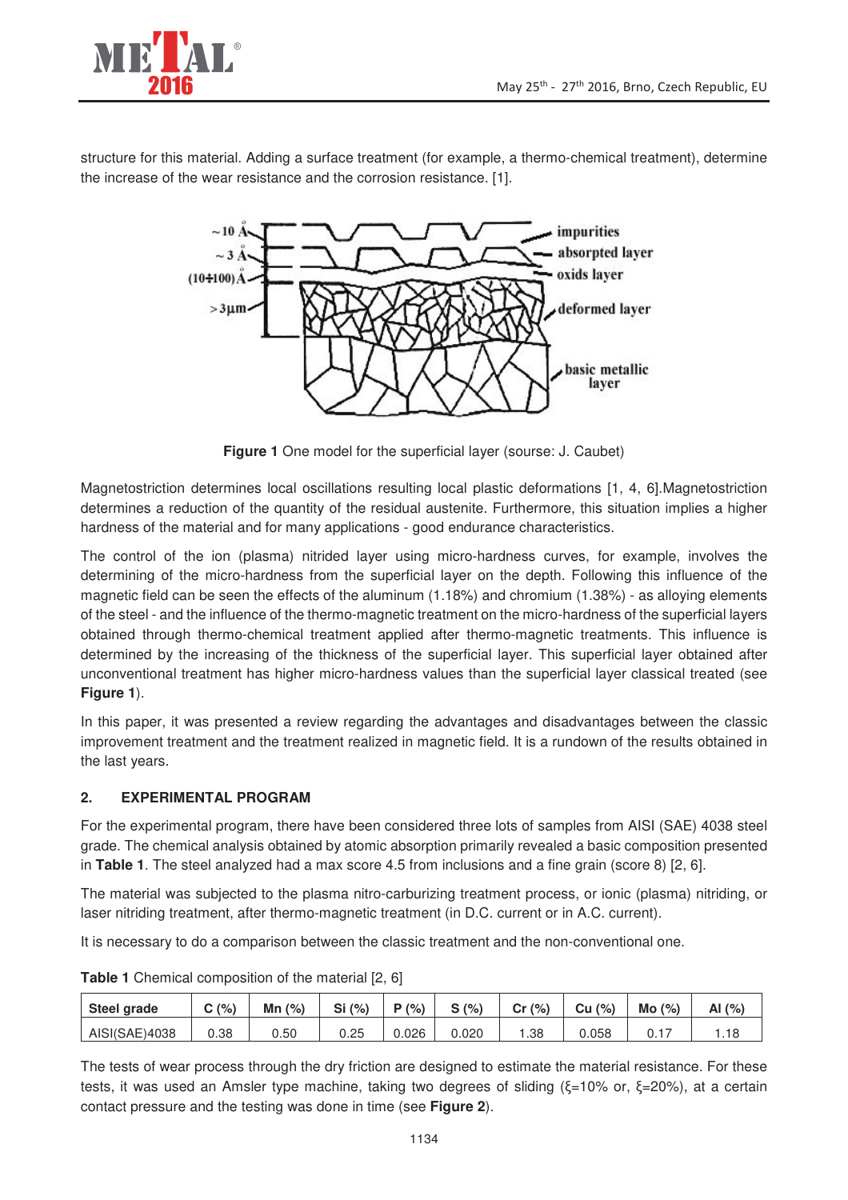structure for this material. Adding a surface treatment (for example, a thermo-chemical treatment), determine the increase of the wear resistance and the corrosion resistance. [1].

**Figure 1** One model for the superficial layer (sourse: J. Caubet)

Magnetostriction determines local oscillations resulting local plastic deformations [1, 4, 6].Magnetostriction determines a reduction of the quantity of the residual austenite. Furthermore, this situation implies a higher hardness of the material and for many applications - good endurance characteristics.

The control of the ion (plasma) nitrided layer using micro-hardness curves, for example, involves the determining of the micro-hardness from the superficial layer on the depth. Following this influence of the magnetic field can be seen the effects of the aluminum (1.18%) and chromium (1.38%) - as alloying elements of the steel - and the influence of the thermo-magnetic treatment on the micro-hardness of the superficial layers obtained through thermo-chemical treatment applied after thermo-magnetic treatments. This influence is determined by the increasing of the thickness of the superficial layer. This superficial layer obtained after unconventional treatment has higher micro-hardness values than the superficial layer classical treated (see **Figure 1**).

In this paper, it was presented a review regarding the advantages and disadvantages between the classic improvement treatment and the treatment realized in magnetic field. It is a rundown of the results obtained in the last years.

## 2. EXPERIMENTAL PROGRAM

For the experimental program, there have been considered three lots of samples from AISI (SAE) 4038 steel grade. The chemical analysis obtained by atomic absorption primarily revealed a basic composition presented in **Table 1**. The steel analyzed had a max score 4.5 from inclusions and a fine grain (score 8) [2, 6].

The material was subjected to the plasma nitro-carburizing treatment process, or ionic (plasma) nitriding, or laser nitriding treatment, after thermo-magnetic treatment (in D.C. current or in A.C. current).

It is necessary to do a comparison between the classic treatment and the non-conventional one.

**Table 1** Chemical composition of the material [2, 6]

| Steel grade | C (%) | Mn (%) | Si (%) | P (%) | S (%) | Cr (%) | Cu (%) | Mo (%) | Al (%) |
|---|---|---|---|---|---|---|---|---|---|
| AISI(SAE)4038 | 0.38 | 0.50 | 0.25 | 0.026 | 0.020 | 1.38 | 0.058 | 0.17 | 1.18 |

The tests of wear process through the dry friction are designed to estimate the material resistance. For these tests, it was used an Amsler type machine, taking two degrees of sliding ($\xi$=10% or, $\xi$=20%), at a certain contact pressure and the testing was done in time (see **Figure 2**).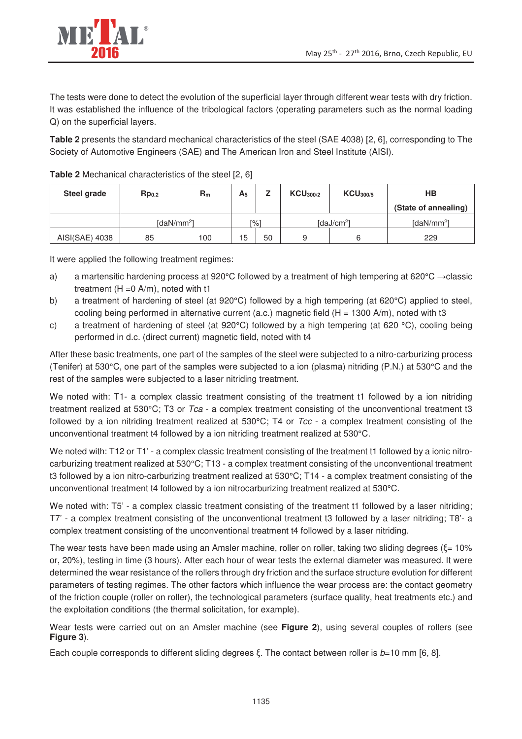The tests were done to detect the evolution of the superficial layer through different wear tests with dry friction. It was established the influence of the tribological factors (operating parameters such as the normal loading Q) on the superficial layers.

**Table 2** presents the standard mechanical characteristics of the steel (SAE 4038) [2, 6], corresponding to The Society of Automotive Engineers (SAE) and The American Iron and Steel Institute (AISI).

**Table 2** Mechanical characteristics of the steel [2, 6]

| Steel grade | $Rp_{0.2}$ | $R_m$ | $A_5$ | Z | $KCU_{300/2}$ | $KCU_{300/5}$ | HB (State of annealing) |
|---|---|---|---|---|---|---|---|
| | [daN/mm²] | | [%] | | [daJ/cm²] | | [daN/mm²] |
| AISI(SAE) 4038 | 85 | 100 | 15 | 50 | 9 | 6 | 229 |

It were applied the following treatment regimes:

a) a martensitic hardening process at 920°C followed by a treatment of high tempering at 620°C →classic treatment (H =0 A/m), noted with t1

b) a treatment of hardening of steel (at 920°C) followed by a high tempering (at 620°C) applied to steel, cooling being performed in alternative current (a.c.) magnetic field (H = 1300 A/m), noted with t3

c) a treatment of hardening of steel (at 920°C) followed by a high tempering (at 620 °C), cooling being performed in d.c. (direct current) magnetic field, noted with t4

After these basic treatments, one part of the samples of the steel were subjected to a nitro-carburizing process (Tenifer) at 530°C, one part of the samples were subjected to a ion (plasma) nitriding (P.N.) at 530°C and the rest of the samples were subjected to a laser nitriding treatment.

We noted with: T1- a complex classic treatment consisting of the treatment t1 followed by a ion nitriding treatment realized at 530°C; T3 or *Tca* - a complex treatment consisting of the unconventional treatment t3 followed by a ion nitriding treatment realized at 530°C; T4 or *Tcc* - a complex treatment consisting of the unconventional treatment t4 followed by a ion nitriding treatment realized at 530°C.

We noted with: T12 or T1' - a complex classic treatment consisting of the treatment t1 followed by a ionic nitro-carburizing treatment realized at 530°C; T13 - a complex treatment consisting of the unconventional treatment t3 followed by a ion nitro-carburizing treatment realized at 530°C; T14 - a complex treatment consisting of the unconventional treatment t4 followed by a ion nitrocarburizing treatment realized at 530°C.

We noted with: T5' - a complex classic treatment consisting of the treatment t1 followed by a laser nitriding; T7' - a complex treatment consisting of the unconventional treatment t3 followed by a laser nitriding; T8'- a complex treatment consisting of the unconventional treatment t4 followed by a laser nitriding.

The wear tests have been made using an Amsler machine, roller on roller, taking two sliding degrees ($\xi$= 10% or, 20%), testing in time (3 hours). After each hour of wear tests the external diameter was measured. It were determined the wear resistance of the rollers through dry friction and the surface structure evolution for different parameters of testing regimes. The other factors which influence the wear process are: the contact geometry of the friction couple (roller on roller), the technological parameters (surface quality, heat treatments etc.) and the exploitation conditions (the thermal solicitation, for example).

Wear tests were carried out on an Amsler machine (see **Figure 2**), using several couples of rollers (see **Figure 3**).

Each couple corresponds to different sliding degrees $\xi$. The contact between roller is $b$=10 mm [6, 8].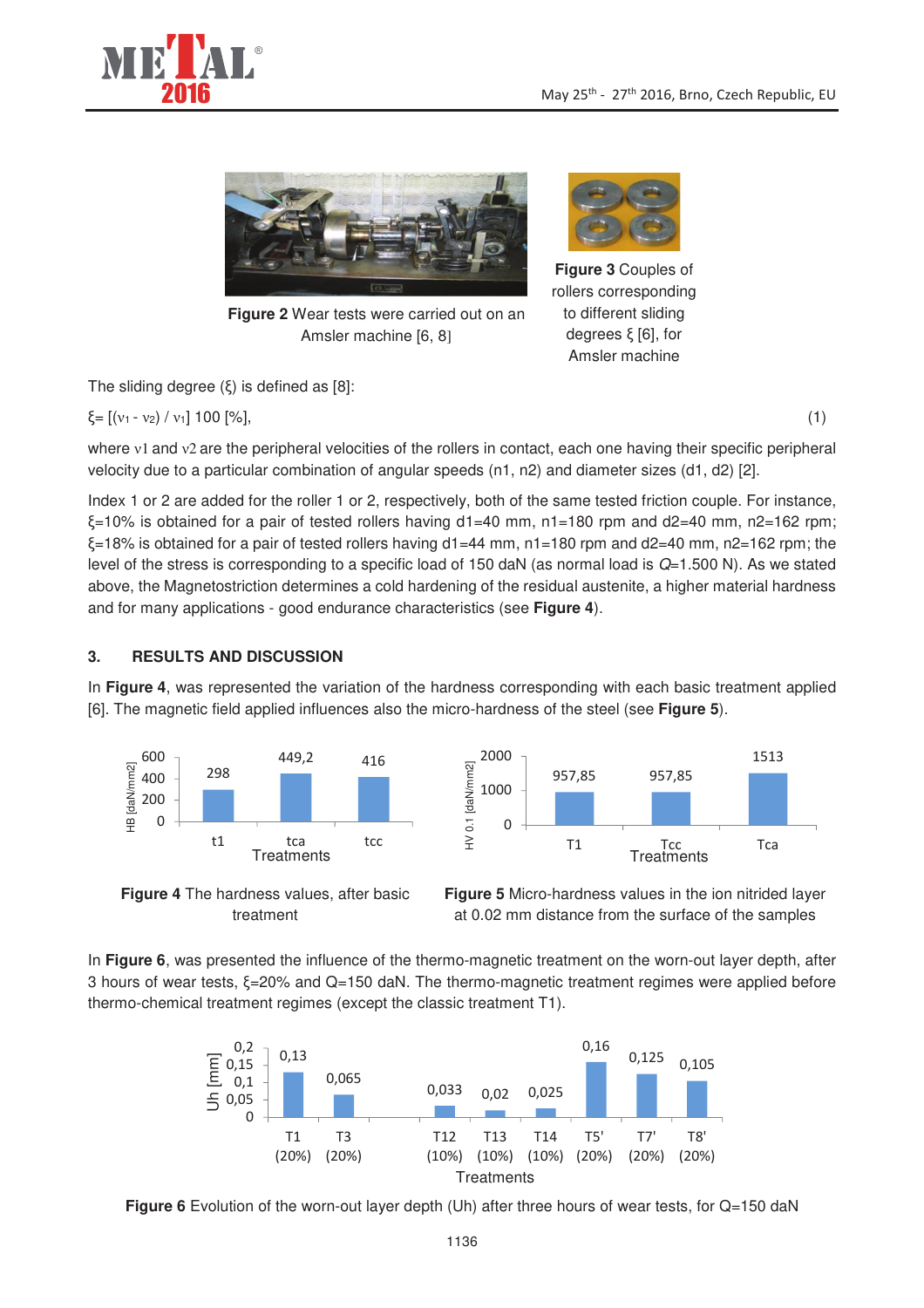**Figure 2** Wear tests were carried out on an Amsler machine [6, 8]

**Figure 3** Couples of rollers corresponding to different sliding degrees ξ [6], for Amsler machine

The sliding degree (ξ) is defined as [8]:

$$\xi = [(v_1 - v_2) / v_1]\ 100\ [\%], \quad (1)$$

where $v_1$ and $v_2$ are the peripheral velocities of the rollers in contact, each one having their specific peripheral velocity due to a particular combination of angular speeds (n1, n2) and diameter sizes (d1, d2) [2].

Index 1 or 2 are added for the roller 1 or 2, respectively, both of the same tested friction couple. For instance, ξ=10% is obtained for a pair of tested rollers having d1=40 mm, n1=180 rpm and d2=40 mm, n2=162 rpm; ξ=18% is obtained for a pair of tested rollers having d1=44 mm, n1=180 rpm and d2=40 mm, n2=162 rpm; the level of the stress is corresponding to a specific load of 150 daN (as normal load is $Q$=1.500 N). As we stated above, the Magnetostriction determines a cold hardening of the residual austenite, a higher material hardness and for many applications - good endurance characteristics (see **Figure 4**).

## 3. RESULTS AND DISCUSSION

In **Figure 4**, was represented the variation of the hardness corresponding with each basic treatment applied [6]. The magnetic field applied influences also the micro-hardness of the steel (see **Figure 5**).

**Figure 4** The hardness values, after basic treatment

**Figure 5** Micro-hardness values in the ion nitrided layer at 0.02 mm distance from the surface of the samples

In **Figure 6**, was presented the influence of the thermo-magnetic treatment on the worn-out layer depth, after 3 hours of wear tests, ξ=20% and Q=150 daN. The thermo-magnetic treatment regimes were applied before thermo-chemical treatment regimes (except the classic treatment T1).

**Figure 6** Evolution of the worn-out layer depth (Uh) after three hours of wear tests, for Q=150 daN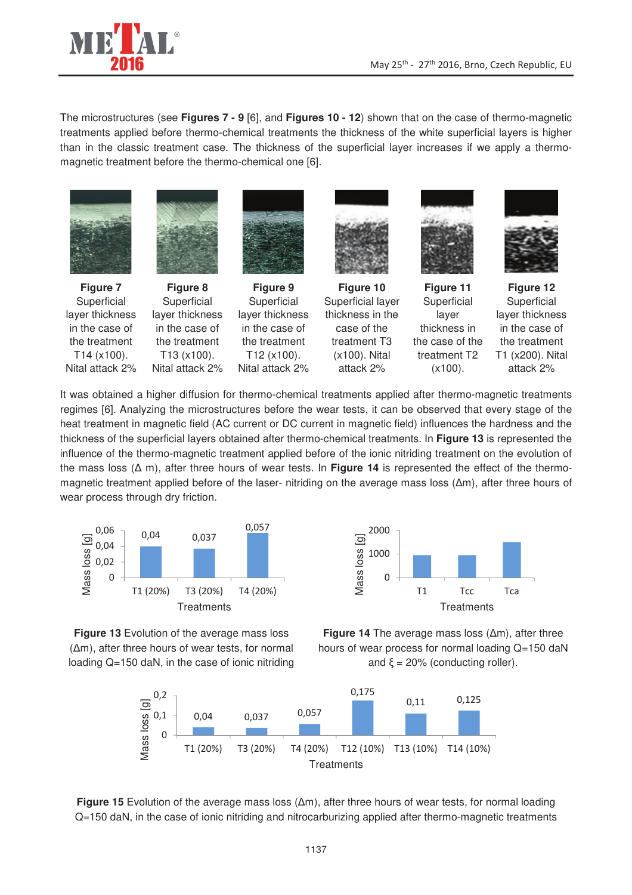The microstructures (see **Figures 7 - 9** [6], and **Figures 10 - 12**) shown that on the case of thermo-magnetic treatments applied before thermo-chemical treatments the thickness of the white superficial layers is higher than in the classic treatment case. The thickness of the superficial layer increases if we apply a thermo-magnetic treatment before the thermo-chemical one [6].

**Figure 7** Superficial layer thickness in the case of the treatment T14 (x100). Nital attack 2%

**Figure 8** Superficial layer thickness in the case of the treatment T13 (x100). Nital attack 2%

**Figure 9** Superficial layer thickness in the case of the treatment T12 (x100). Nital attack 2%

**Figure 10** Superficial layer thickness in the case of the treatment T3 (x100). Nital attack 2%

**Figure 11** Superficial layer thickness in the case of the treatment T2 (x100).

**Figure 12** Superficial layer thickness in the case of the treatment T1 (x200). Nital attack 2%

It was obtained a higher diffusion for thermo-chemical treatments applied after thermo-magnetic treatments regimes [6]. Analyzing the microstructures before the wear tests, it can be observed that every stage of the heat treatment in magnetic field (AC current or DC current in magnetic field) influences the hardness and the thickness of the superficial layers obtained after thermo-chemical treatments. In **Figure 13** is represented the influence of the thermo-magnetic treatment applied before of the ionic nitriding treatment on the evolution of the mass loss (Δ m), after three hours of wear tests. In **Figure 14** is represented the effect of the thermo-magnetic treatment applied before of the laser- nitriding on the average mass loss (Δm), after three hours of wear process through dry friction.

**Figure 13** Evolution of the average mass loss (Δm), after three hours of wear tests, for normal loading Q=150 daN, in the case of ionic nitriding

**Figure 14** The average mass loss (Δm), after three hours of wear process for normal loading Q=150 daN and ξ = 20% (conducting roller).

**Figure 15** Evolution of the average mass loss (Δm), after three hours of wear tests, for normal loading Q=150 daN, in the case of ionic nitriding and nitrocarburizing applied after thermo-magnetic treatments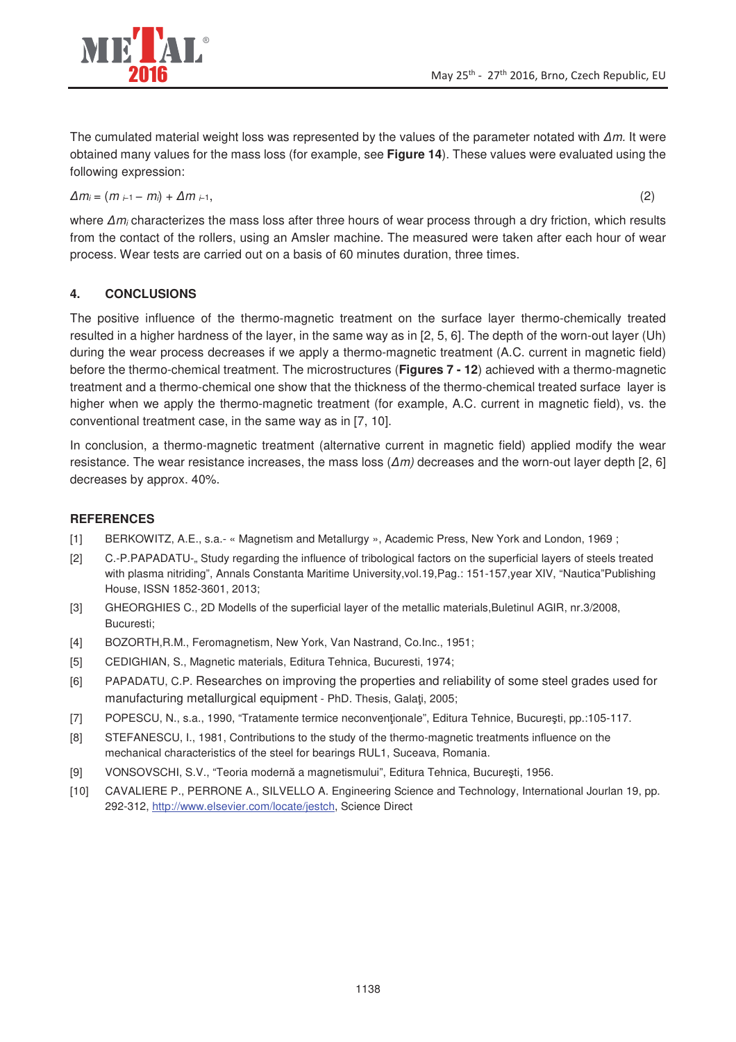The cumulated material weight loss was represented by the values of the parameter notated with $\Delta m$. It were obtained many values for the mass loss (for example, see **Figure 14**). These values were evaluated using the following expression:

$$\Delta m_i = (m_{i-1} - m_i) + \Delta m_{i-1}, \tag{2}$$

where $\Delta m_i$ characterizes the mass loss after three hours of wear process through a dry friction, which results from the contact of the rollers, using an Amsler machine. The measured were taken after each hour of wear process. Wear tests are carried out on a basis of 60 minutes duration, three times.

## 4. CONCLUSIONS

The positive influence of the thermo-magnetic treatment on the surface layer thermo-chemically treated resulted in a higher hardness of the layer, in the same way as in [2, 5, 6]. The depth of the worn-out layer (Uh) during the wear process decreases if we apply a thermo-magnetic treatment (A.C. current in magnetic field) before the thermo-chemical treatment. The microstructures (**Figures 7 - 12**) achieved with a thermo-magnetic treatment and a thermo-chemical one show that the thickness of the thermo-chemical treated surface layer is higher when we apply the thermo-magnetic treatment (for example, A.C. current in magnetic field), vs. the conventional treatment case, in the same way as in [7, 10].

In conclusion, a thermo-magnetic treatment (alternative current in magnetic field) applied modify the wear resistance. The wear resistance increases, the mass loss ($\Delta m$) decreases and the worn-out layer depth [2, 6] decreases by approx. 40%.

## REFERENCES

[1] BERKOWITZ, A.E., s.a.- « Magnetism and Metallurgy », Academic Press, New York and London, 1969 ;

[2] C.-P.PAPADATU-„ Study regarding the influence of tribological factors on the superficial layers of steels treated with plasma nitriding", Annals Constanta Maritime University,vol.19,Pag.: 151-157,year XIV, "Nautica"Publishing House, ISSN 1852-3601, 2013;

[3] GHEORGHIES C., 2D Modells of the superficial layer of the metallic materials,Buletinul AGIR, nr.3/2008, Bucuresti;

[4] BOZORTH,R.M., Feromagnetism, New York, Van Nastrand, Co.Inc., 1951;

[5] CEDIGHIAN, S., Magnetic materials, Editura Tehnica, Bucuresti, 1974;

[6] PAPADATU, C.P. Researches on improving the properties and reliability of some steel grades used for manufacturing metallurgical equipment - PhD. Thesis, Galaţi, 2005;

[7] POPESCU, N., s.a., 1990, "Tratamente termice neconvenţionale", Editura Tehnice, Bucureşti, pp.:105-117.

[8] STEFANESCU, I., 1981, Contributions to the study of the thermo-magnetic treatments influence on the mechanical characteristics of the steel for bearings RUL1, Suceava, Romania.

[9] VONSOVSCHI, S.V., "Teoria modernă a magnetismului", Editura Tehnica, Bucureşti, 1956.

[10] CAVALIERE P., PERRONE A., SILVELLO A. Engineering Science and Technology, International Jourlan 19, pp. 292-312, http://www.elsevier.com/locate/jestch, Science Direct